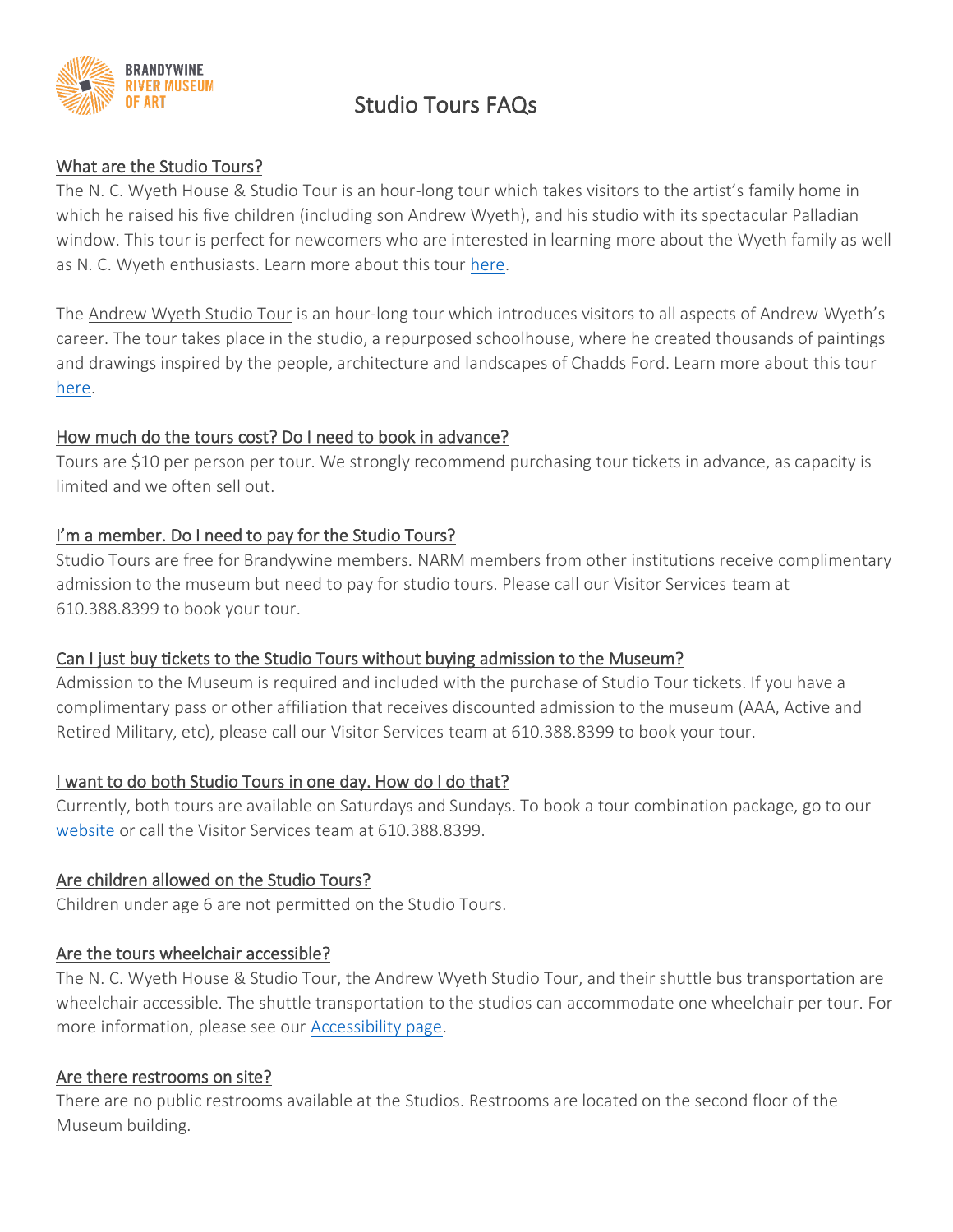BRANDYWINE RIVER MUSEUM OF ART

# Studio Tours FAQs

## What are the Studio Tours?

The N. C. Wyeth House & Studio Tour is an hour-long tour which takes visitors to the artist's family home in which he raised his five children (including son Andrew Wyeth), and his studio with its spectacular Palladian window. This tour is perfect for newcomers who are interested in learning more about the Wyeth family as well as N. C. Wyeth enthusiasts. Learn more about this tour here.

The Andrew Wyeth Studio Tour is an hour-long tour which introduces visitors to all aspects of Andrew Wyeth's career. The tour takes place in the studio, a repurposed schoolhouse, where he created thousands of paintings and drawings inspired by the people, architecture and landscapes of Chadds Ford. Learn more about this tour here.

## How much do the tours cost? Do I need to book in advance?

Tours are $10 per person per tour. We strongly recommend purchasing tour tickets in advance, as capacity is limited and we often sell out.

## I'm a member. Do I need to pay for the Studio Tours?

Studio Tours are free for Brandywine members. NARM members from other institutions receive complimentary admission to the museum but need to pay for studio tours. Please call our Visitor Services team at 610.388.8399 to book your tour.

## Can I just buy tickets to the Studio Tours without buying admission to the Museum?

Admission to the Museum is required and included with the purchase of Studio Tour tickets. If you have a complimentary pass or other affiliation that receives discounted admission to the museum (AAA, Active and Retired Military, etc), please call our Visitor Services team at 610.388.8399 to book your tour.

## I want to do both Studio Tours in one day. How do I do that?

Currently, both tours are available on Saturdays and Sundays. To book a tour combination package, go to our website or call the Visitor Services team at 610.388.8399.

## Are children allowed on the Studio Tours?

Children under age 6 are not permitted on the Studio Tours.

## Are the tours wheelchair accessible?

The N. C. Wyeth House & Studio Tour, the Andrew Wyeth Studio Tour, and their shuttle bus transportation are wheelchair accessible. The shuttle transportation to the studios can accommodate one wheelchair per tour. For more information, please see our Accessibility page.

## Are there restrooms on site?

There are no public restrooms available at the Studios. Restrooms are located on the second floor of the Museum building.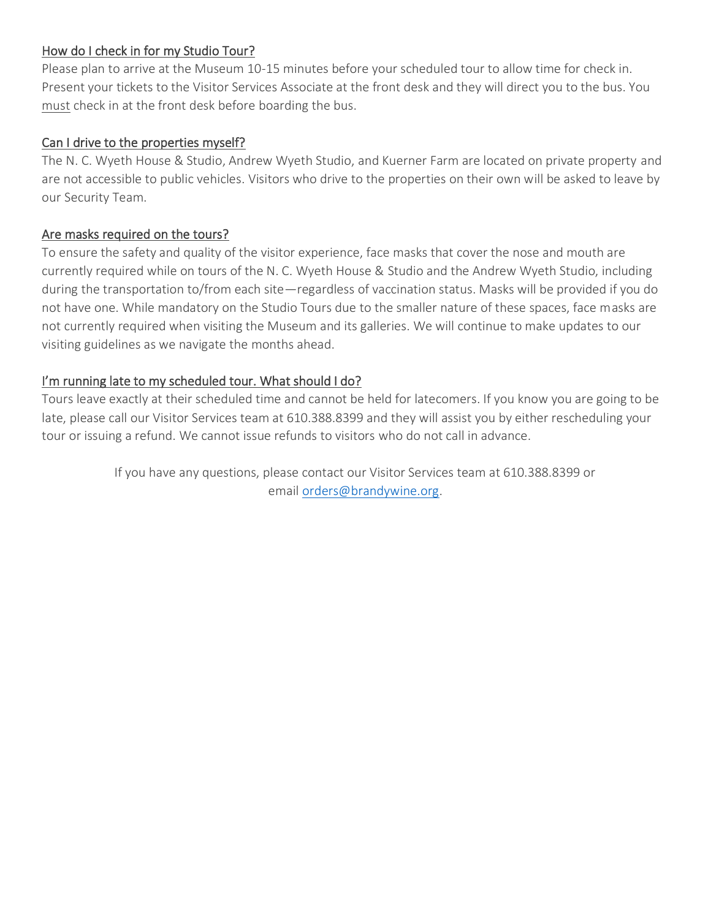## How do I check in for my Studio Tour?

Please plan to arrive at the Museum 10-15 minutes before your scheduled tour to allow time for check in. Present your tickets to the Visitor Services Associate at the front desk and they will direct you to the bus. You must check in at the front desk before boarding the bus.

## Can I drive to the properties myself?

The N. C. Wyeth House & Studio, Andrew Wyeth Studio, and Kuerner Farm are located on private property and are not accessible to public vehicles. Visitors who drive to the properties on their own will be asked to leave by our Security Team.

## Are masks required on the tours?

To ensure the safety and quality of the visitor experience, face masks that cover the nose and mouth are currently required while on tours of the N. C. Wyeth House & Studio and the Andrew Wyeth Studio, including during the transportation to/from each site—regardless of vaccination status. Masks will be provided if you do not have one. While mandatory on the Studio Tours due to the smaller nature of these spaces, face masks are not currently required when visiting the Museum and its galleries. We will continue to make updates to our visiting guidelines as we navigate the months ahead.

## I'm running late to my scheduled tour. What should I do?

Tours leave exactly at their scheduled time and cannot be held for latecomers. If you know you are going to be late, please call our Visitor Services team at 610.388.8399 and they will assist you by either rescheduling your tour or issuing a refund. We cannot issue refunds to visitors who do not call in advance.

If you have any questions, please contact our Visitor Services team at 610.388.8399 or email [orders@brandywine.org](mailto:orders@brandywine.org).